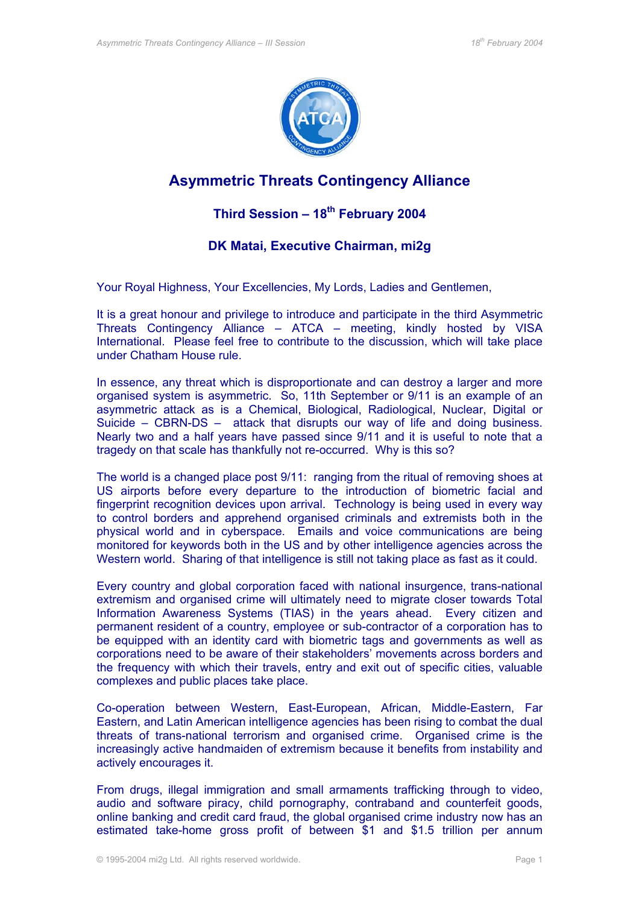# Asymmetric Threats Contingency Alliance

## Third Session – 18th February 2004

### DK Matai, Executive Chairman, mi2g

Your Royal Highness, Your Excellencies, My Lords, Ladies and Gentlemen,

It is a great honour and privilege to introduce and participate in the third Asymmetric Threats Contingency Alliance – ATCA – meeting, kindly hosted by VISA International. Please feel free to contribute to the discussion, which will take place under Chatham House rule.

In essence, any threat which is disproportionate and can destroy a larger and more organised system is asymmetric. So, 11th September or 9/11 is an example of an asymmetric attack as is a Chemical, Biological, Radiological, Nuclear, Digital or Suicide – CBRN-DS – attack that disrupts our way of life and doing business. Nearly two and a half years have passed since 9/11 and it is useful to note that a tragedy on that scale has thankfully not re-occurred. Why is this so?

The world is a changed place post 9/11: ranging from the ritual of removing shoes at US airports before every departure to the introduction of biometric facial and fingerprint recognition devices upon arrival. Technology is being used in every way to control borders and apprehend organised criminals and extremists both in the physical world and in cyberspace. Emails and voice communications are being monitored for keywords both in the US and by other intelligence agencies across the Western world. Sharing of that intelligence is still not taking place as fast as it could.

Every country and global corporation faced with national insurgence, trans-national extremism and organised crime will ultimately need to migrate closer towards Total Information Awareness Systems (TIAS) in the years ahead. Every citizen and permanent resident of a country, employee or sub-contractor of a corporation has to be equipped with an identity card with biometric tags and governments as well as corporations need to be aware of their stakeholders' movements across borders and the frequency with which their travels, entry and exit out of specific cities, valuable complexes and public places take place.

Co-operation between Western, East-European, African, Middle-Eastern, Far Eastern, and Latin American intelligence agencies has been rising to combat the dual threats of trans-national terrorism and organised crime. Organised crime is the increasingly active handmaiden of extremism because it benefits from instability and actively encourages it.

From drugs, illegal immigration and small armaments trafficking through to video, audio and software piracy, child pornography, contraband and counterfeit goods, online banking and credit card fraud, the global organised crime industry now has an estimated take-home gross profit of between $1 and $1.5 trillion per annum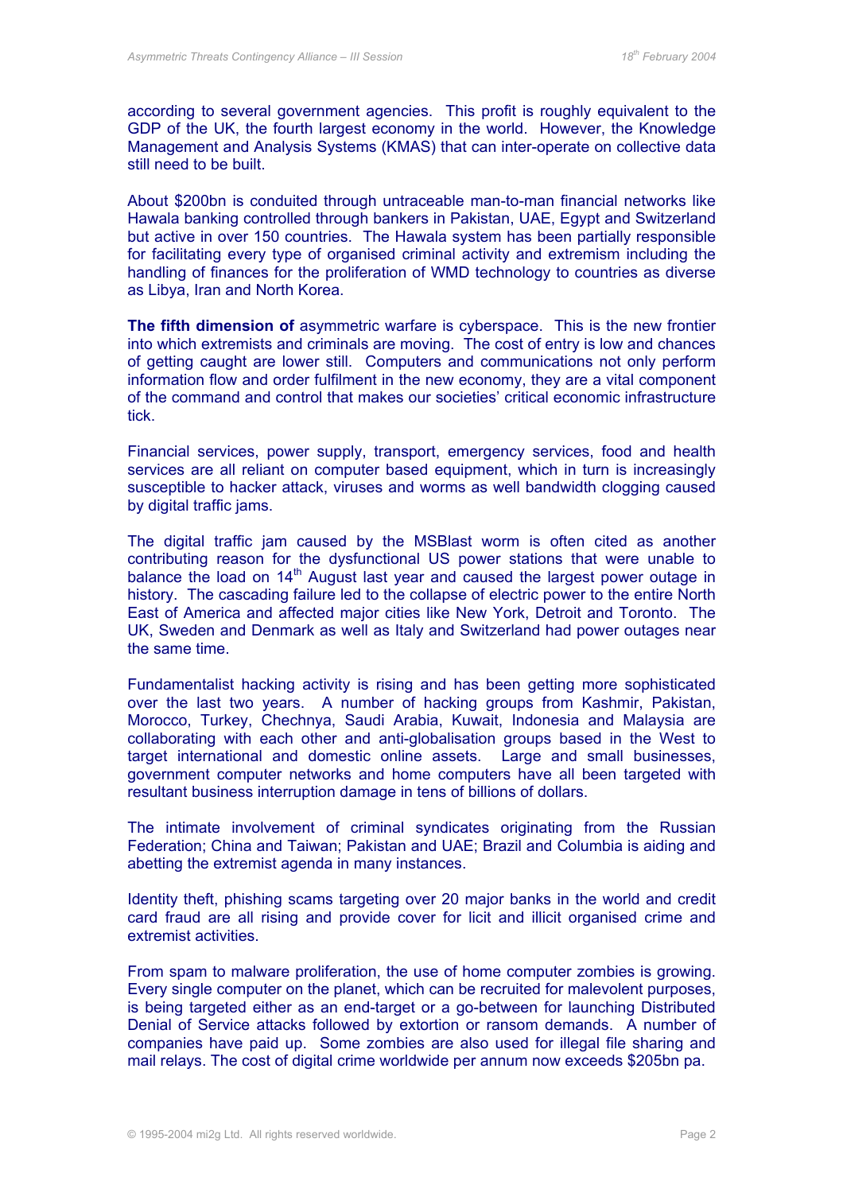according to several government agencies. This profit is roughly equivalent to the GDP of the UK, the fourth largest economy in the world. However, the Knowledge Management and Analysis Systems (KMAS) that can inter-operate on collective data still need to be built.

About $200bn is conduited through untraceable man-to-man financial networks like Hawala banking controlled through bankers in Pakistan, UAE, Egypt and Switzerland but active in over 150 countries. The Hawala system has been partially responsible for facilitating every type of organised criminal activity and extremism including the handling of finances for the proliferation of WMD technology to countries as diverse as Libya, Iran and North Korea.

**The fifth dimension of** asymmetric warfare is cyberspace. This is the new frontier into which extremists and criminals are moving. The cost of entry is low and chances of getting caught are lower still. Computers and communications not only perform information flow and order fulfilment in the new economy, they are a vital component of the command and control that makes our societies' critical economic infrastructure tick.

Financial services, power supply, transport, emergency services, food and health services are all reliant on computer based equipment, which in turn is increasingly susceptible to hacker attack, viruses and worms as well bandwidth clogging caused by digital traffic jams.

The digital traffic jam caused by the MSBlast worm is often cited as another contributing reason for the dysfunctional US power stations that were unable to balance the load on 14th August last year and caused the largest power outage in history. The cascading failure led to the collapse of electric power to the entire North East of America and affected major cities like New York, Detroit and Toronto. The UK, Sweden and Denmark as well as Italy and Switzerland had power outages near the same time.

Fundamentalist hacking activity is rising and has been getting more sophisticated over the last two years. A number of hacking groups from Kashmir, Pakistan, Morocco, Turkey, Chechnya, Saudi Arabia, Kuwait, Indonesia and Malaysia are collaborating with each other and anti-globalisation groups based in the West to target international and domestic online assets. Large and small businesses, government computer networks and home computers have all been targeted with resultant business interruption damage in tens of billions of dollars.

The intimate involvement of criminal syndicates originating from the Russian Federation; China and Taiwan; Pakistan and UAE; Brazil and Columbia is aiding and abetting the extremist agenda in many instances.

Identity theft, phishing scams targeting over 20 major banks in the world and credit card fraud are all rising and provide cover for licit and illicit organised crime and extremist activities.

From spam to malware proliferation, the use of home computer zombies is growing. Every single computer on the planet, which can be recruited for malevolent purposes, is being targeted either as an end-target or a go-between for launching Distributed Denial of Service attacks followed by extortion or ransom demands. A number of companies have paid up. Some zombies are also used for illegal file sharing and mail relays. The cost of digital crime worldwide per annum now exceeds $205bn pa.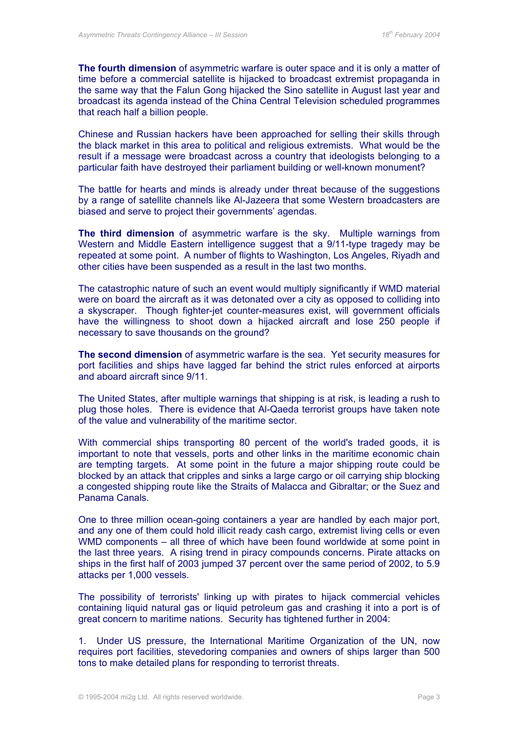**The fourth dimension** of asymmetric warfare is outer space and it is only a matter of time before a commercial satellite is hijacked to broadcast extremist propaganda in the same way that the Falun Gong hijacked the Sino satellite in August last year and broadcast its agenda instead of the China Central Television scheduled programmes that reach half a billion people.

Chinese and Russian hackers have been approached for selling their skills through the black market in this area to political and religious extremists. What would be the result if a message were broadcast across a country that ideologists belonging to a particular faith have destroyed their parliament building or well-known monument?

The battle for hearts and minds is already under threat because of the suggestions by a range of satellite channels like Al-Jazeera that some Western broadcasters are biased and serve to project their governments' agendas.

**The third dimension** of asymmetric warfare is the sky. Multiple warnings from Western and Middle Eastern intelligence suggest that a 9/11-type tragedy may be repeated at some point. A number of flights to Washington, Los Angeles, Riyadh and other cities have been suspended as a result in the last two months.

The catastrophic nature of such an event would multiply significantly if WMD material were on board the aircraft as it was detonated over a city as opposed to colliding into a skyscraper. Though fighter-jet counter-measures exist, will government officials have the willingness to shoot down a hijacked aircraft and lose 250 people if necessary to save thousands on the ground?

**The second dimension** of asymmetric warfare is the sea. Yet security measures for port facilities and ships have lagged far behind the strict rules enforced at airports and aboard aircraft since 9/11.

The United States, after multiple warnings that shipping is at risk, is leading a rush to plug those holes. There is evidence that Al-Qaeda terrorist groups have taken note of the value and vulnerability of the maritime sector.

With commercial ships transporting 80 percent of the world's traded goods, it is important to note that vessels, ports and other links in the maritime economic chain are tempting targets. At some point in the future a major shipping route could be blocked by an attack that cripples and sinks a large cargo or oil carrying ship blocking a congested shipping route like the Straits of Malacca and Gibraltar; or the Suez and Panama Canals.

One to three million ocean-going containers a year are handled by each major port, and any one of them could hold illicit ready cash cargo, extremist living cells or even WMD components – all three of which have been found worldwide at some point in the last three years. A rising trend in piracy compounds concerns. Pirate attacks on ships in the first half of 2003 jumped 37 percent over the same period of 2002, to 5.9 attacks per 1,000 vessels.

The possibility of terrorists' linking up with pirates to hijack commercial vehicles containing liquid natural gas or liquid petroleum gas and crashing it into a port is of great concern to maritime nations. Security has tightened further in 2004:

1. Under US pressure, the International Maritime Organization of the UN, now requires port facilities, stevedoring companies and owners of ships larger than 500 tons to make detailed plans for responding to terrorist threats.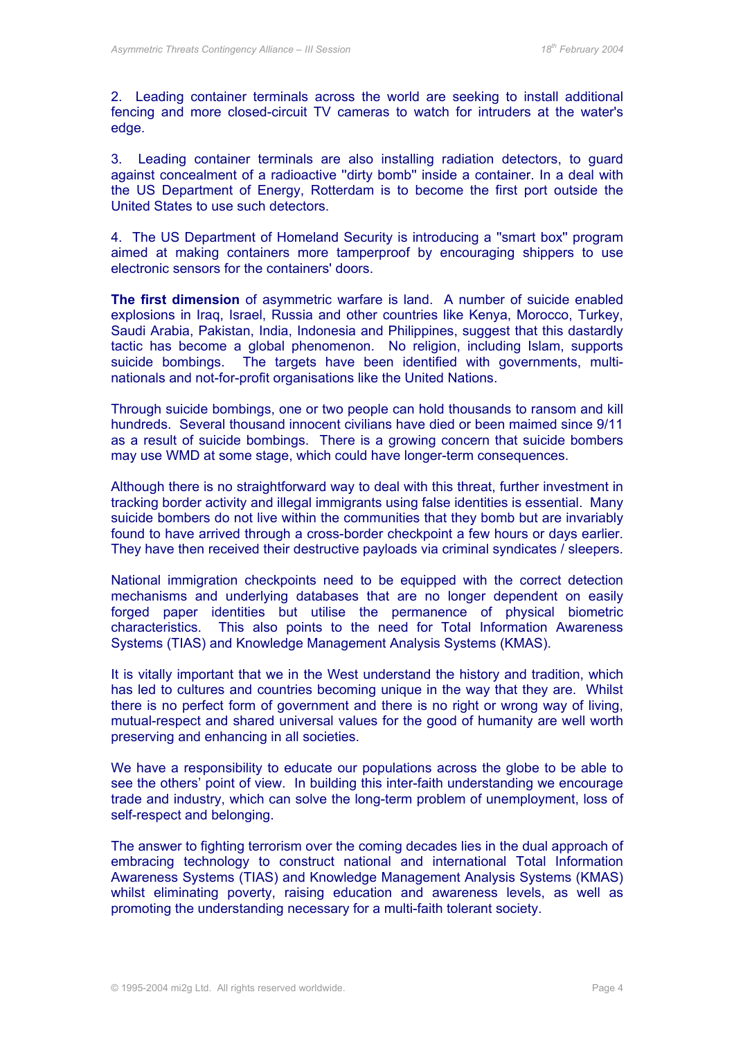2. Leading container terminals across the world are seeking to install additional fencing and more closed-circuit TV cameras to watch for intruders at the water's edge.

3. Leading container terminals are also installing radiation detectors, to guard against concealment of a radioactive "dirty bomb" inside a container. In a deal with the US Department of Energy, Rotterdam is to become the first port outside the United States to use such detectors.

4. The US Department of Homeland Security is introducing a "smart box" program aimed at making containers more tamperproof by encouraging shippers to use electronic sensors for the containers' doors.

**The first dimension** of asymmetric warfare is land. A number of suicide enabled explosions in Iraq, Israel, Russia and other countries like Kenya, Morocco, Turkey, Saudi Arabia, Pakistan, India, Indonesia and Philippines, suggest that this dastardly tactic has become a global phenomenon. No religion, including Islam, supports suicide bombings. The targets have been identified with governments, multi-nationals and not-for-profit organisations like the United Nations.

Through suicide bombings, one or two people can hold thousands to ransom and kill hundreds. Several thousand innocent civilians have died or been maimed since 9/11 as a result of suicide bombings. There is a growing concern that suicide bombers may use WMD at some stage, which could have longer-term consequences.

Although there is no straightforward way to deal with this threat, further investment in tracking border activity and illegal immigrants using false identities is essential. Many suicide bombers do not live within the communities that they bomb but are invariably found to have arrived through a cross-border checkpoint a few hours or days earlier. They have then received their destructive payloads via criminal syndicates / sleepers.

National immigration checkpoints need to be equipped with the correct detection mechanisms and underlying databases that are no longer dependent on easily forged paper identities but utilise the permanence of physical biometric characteristics. This also points to the need for Total Information Awareness Systems (TIAS) and Knowledge Management Analysis Systems (KMAS).

It is vitally important that we in the West understand the history and tradition, which has led to cultures and countries becoming unique in the way that they are. Whilst there is no perfect form of government and there is no right or wrong way of living, mutual-respect and shared universal values for the good of humanity are well worth preserving and enhancing in all societies.

We have a responsibility to educate our populations across the globe to be able to see the others' point of view. In building this inter-faith understanding we encourage trade and industry, which can solve the long-term problem of unemployment, loss of self-respect and belonging.

The answer to fighting terrorism over the coming decades lies in the dual approach of embracing technology to construct national and international Total Information Awareness Systems (TIAS) and Knowledge Management Analysis Systems (KMAS) whilst eliminating poverty, raising education and awareness levels, as well as promoting the understanding necessary for a multi-faith tolerant society.